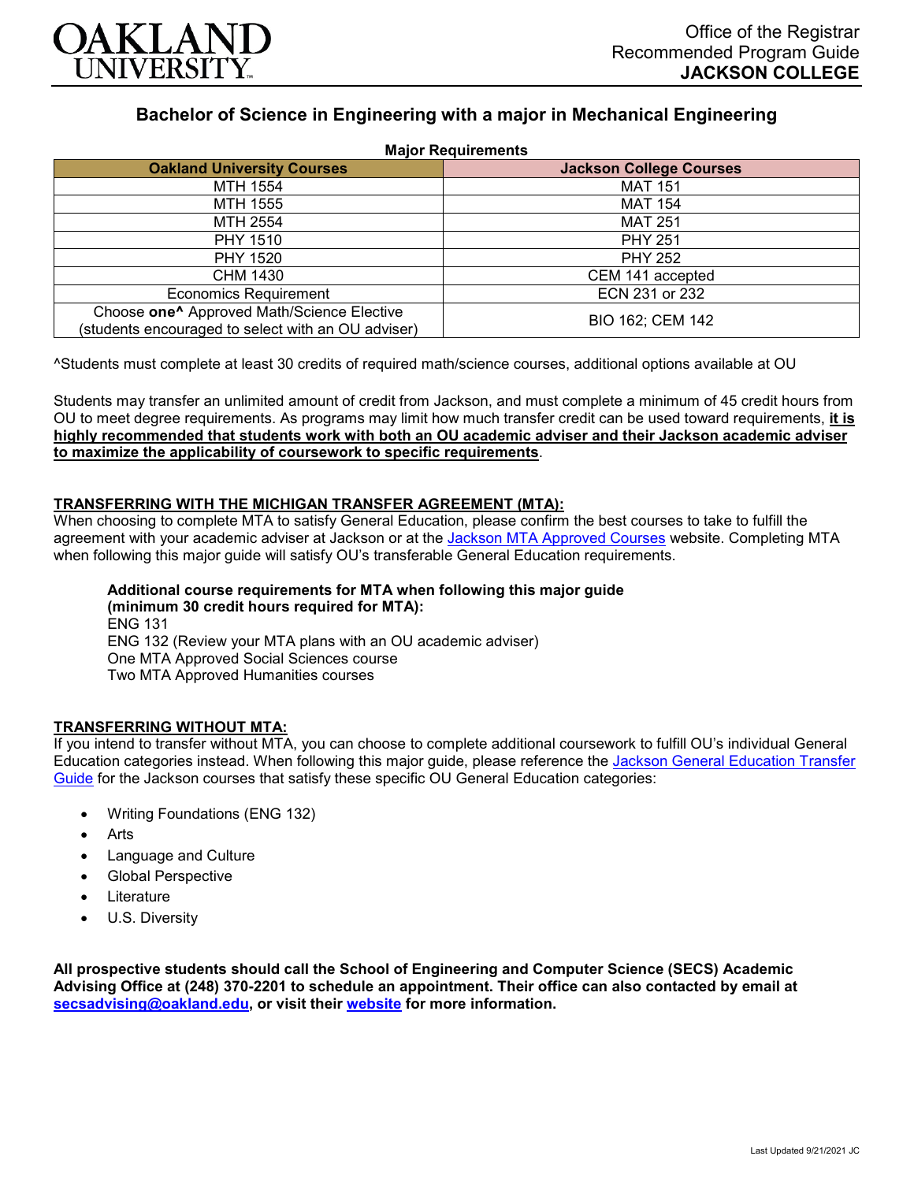OAKLAND UNIVERSITY

Office of the Registrar
Recommended Program Guide
**JACKSON COLLEGE**

# Bachelor of Science in Engineering with a major in Mechanical Engineering

**Major Requirements**

| Oakland University Courses | Jackson College Courses |
|---|---|
| MTH 1554 | MAT 151 |
| MTH 1555 | MAT 154 |
| MTH 2554 | MAT 251 |
| PHY 1510 | PHY 251 |
| PHY 1520 | PHY 252 |
| CHM 1430 | CEM 141 accepted |
| Economics Requirement | ECN 231 or 232 |
| Choose **one^** Approved Math/Science Elective (students encouraged to select with an OU adviser) | BIO 162; CEM 142 |

^Students must complete at least 30 credits of required math/science courses, additional options available at OU

Students may transfer an unlimited amount of credit from Jackson, and must complete a minimum of 45 credit hours from OU to meet degree requirements. As programs may limit how much transfer credit can be used toward requirements, **it is highly recommended that students work with both an OU academic adviser and their Jackson academic adviser to maximize the applicability of coursework to specific requirements**.

**TRANSFERRING WITH THE MICHIGAN TRANSFER AGREEMENT (MTA):**
When choosing to complete MTA to satisfy General Education, please confirm the best courses to take to fulfill the agreement with your academic adviser at Jackson or at the Jackson MTA Approved Courses website. Completing MTA when following this major guide will satisfy OU's transferable General Education requirements.

**Additional course requirements for MTA when following this major guide (minimum 30 credit hours required for MTA):**
ENG 131
ENG 132 (Review your MTA plans with an OU academic adviser)
One MTA Approved Social Sciences course
Two MTA Approved Humanities courses

**TRANSFERRING WITHOUT MTA:**
If you intend to transfer without MTA, you can choose to complete additional coursework to fulfill OU's individual General Education categories instead. When following this major guide, please reference the Jackson General Education Transfer Guide for the Jackson courses that satisfy these specific OU General Education categories:

- Writing Foundations (ENG 132)
- Arts
- Language and Culture
- Global Perspective
- Literature
- U.S. Diversity

**All prospective students should call the School of Engineering and Computer Science (SECS) Academic Advising Office at (248) 370-2201 to schedule an appointment. Their office can also contacted by email at secsadvising@oakland.edu, or visit their website for more information.**

Last Updated 9/21/2021 JC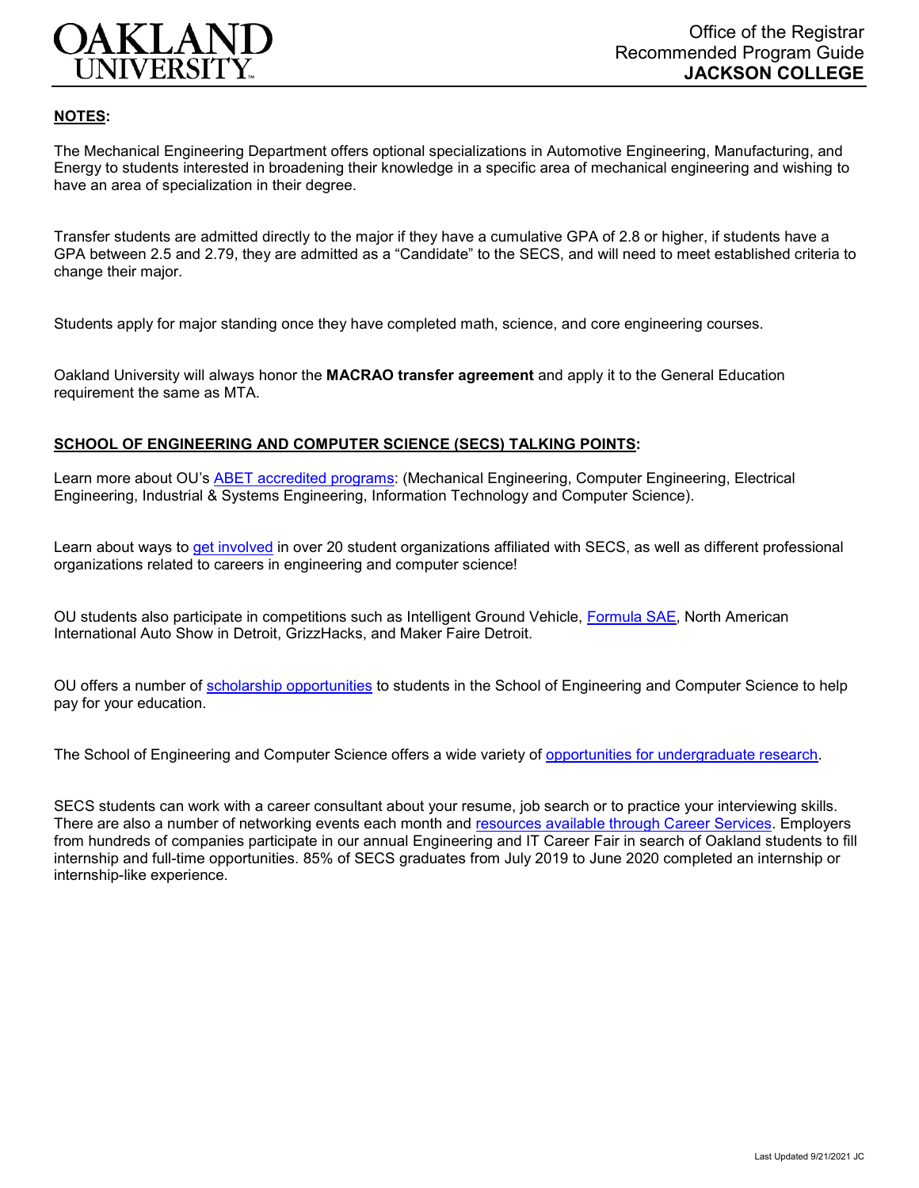**NOTES:**

The Mechanical Engineering Department offers optional specializations in Automotive Engineering, Manufacturing, and Energy to students interested in broadening their knowledge in a specific area of mechanical engineering and wishing to have an area of specialization in their degree.

Transfer students are admitted directly to the major if they have a cumulative GPA of 2.8 or higher, if students have a GPA between 2.5 and 2.79, they are admitted as a "Candidate" to the SECS, and will need to meet established criteria to change their major.

Students apply for major standing once they have completed math, science, and core engineering courses.

Oakland University will always honor the **MACRAO transfer agreement** and apply it to the General Education requirement the same as MTA.

**SCHOOL OF ENGINEERING AND COMPUTER SCIENCE (SECS) TALKING POINTS:**

Learn more about OU's ABET accredited programs: (Mechanical Engineering, Computer Engineering, Electrical Engineering, Industrial & Systems Engineering, Information Technology and Computer Science).

Learn about ways to get involved in over 20 student organizations affiliated with SECS, as well as different professional organizations related to careers in engineering and computer science!

OU students also participate in competitions such as Intelligent Ground Vehicle, Formula SAE, North American International Auto Show in Detroit, GrizzHacks, and Maker Faire Detroit.

OU offers a number of scholarship opportunities to students in the School of Engineering and Computer Science to help pay for your education.

The School of Engineering and Computer Science offers a wide variety of opportunities for undergraduate research.

SECS students can work with a career consultant about your resume, job search or to practice your interviewing skills. There are also a number of networking events each month and resources available through Career Services. Employers from hundreds of companies participate in our annual Engineering and IT Career Fair in search of Oakland students to fill internship and full-time opportunities. 85% of SECS graduates from July 2019 to June 2020 completed an internship or internship-like experience.